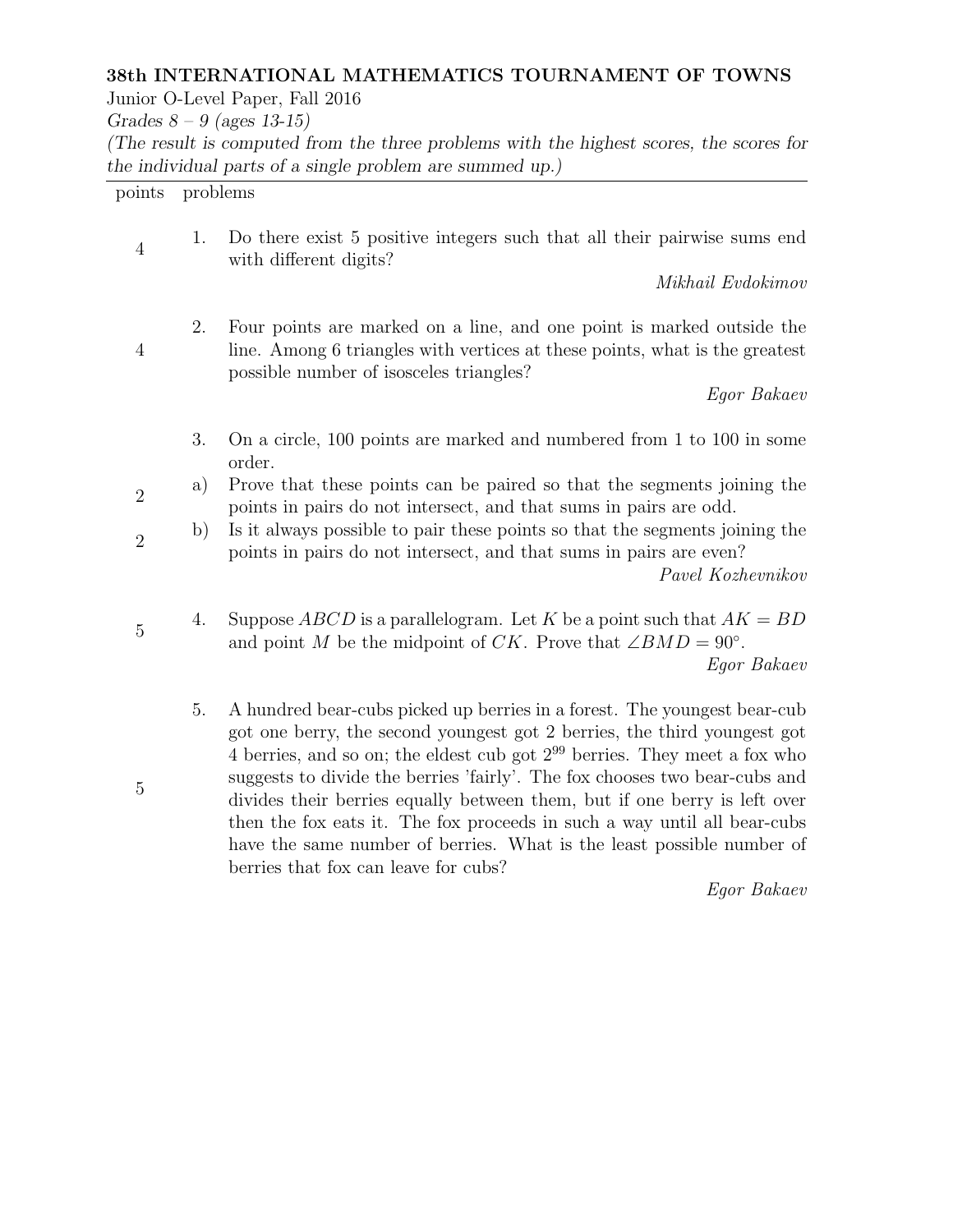**38th INTERNATIONAL MATHEMATICS TOURNAMENT OF TOWNS**

Junior O-Level Paper, Fall 2016

*Grades 8 – 9 (ages 13-15)*

*(The result is computed from the three problems with the highest scores, the scores for the individual parts of a single problem are summed up.)*

---

| points | problems |
|---|---|
| 4 | 1. Do there exist 5 positive integers such that all their pairwise sums end with different digits? *Mikhail Evdokimov* |
| 4 | 2. Four points are marked on a line, and one point is marked outside the line. Among 6 triangles with vertices at these points, what is the greatest possible number of isosceles triangles? *Egor Bakaev* |
| | 3. On a circle, 100 points are marked and numbered from 1 to 100 in some order. |
| 2 | a) Prove that these points can be paired so that the segments joining the points in pairs do not intersect, and that sums in pairs are odd. |
| 2 | b) Is it always possible to pair these points so that the segments joining the points in pairs do not intersect, and that sums in pairs are even? *Pavel Kozhevnikov* |
| 5 | 4. Suppose $ABCD$ is a parallelogram. Let $K$ be a point such that $AK = BD$ and point $M$ be the midpoint of $CK$. Prove that $\angle BMD = 90^\circ$. *Egor Bakaev* |
| 5 | 5. A hundred bear-cubs picked up berries in a forest. The youngest bear-cub got one berry, the second youngest got 2 berries, the third youngest got 4 berries, and so on; the eldest cub got $2^{99}$ berries. They meet a fox who suggests to divide the berries 'fairly'. The fox chooses two bear-cubs and divides their berries equally between them, but if one berry is left over then the fox eats it. The fox proceeds in such a way until all bear-cubs have the same number of berries. What is the least possible number of berries that fox can leave for cubs? *Egor Bakaev* |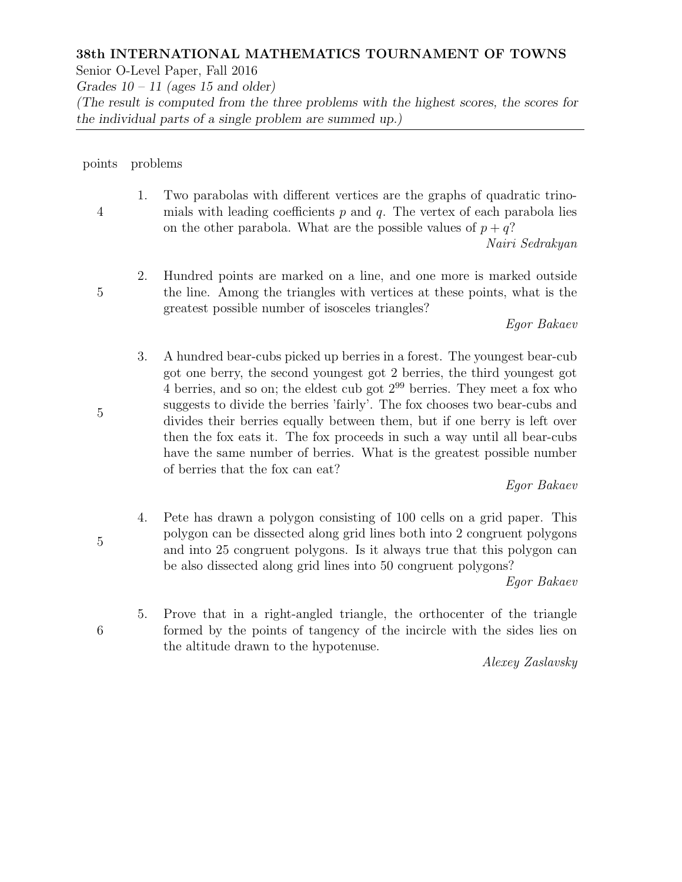**38th INTERNATIONAL MATHEMATICS TOURNAMENT OF TOWNS**

Senior O-Level Paper, Fall 2016

*Grades 10 – 11 (ages 15 and older)*

*(The result is computed from the three problems with the highest scores, the scores for the individual parts of a single problem are summed up.)*

---

| points | problems |
|---|---|
| 4 | 1. Two parabolas with different vertices are the graphs of quadratic trinomials with leading coefficients $p$ and $q$. The vertex of each parabola lies on the other parabola. What are the possible values of $p + q$? *Nairi Sedrakyan* |
| 5 | 2. Hundred points are marked on a line, and one more is marked outside the line. Among the triangles with vertices at these points, what is the greatest possible number of isosceles triangles? *Egor Bakaev* |
| 5 | 3. A hundred bear-cubs picked up berries in a forest. The youngest bear-cub got one berry, the second youngest got 2 berries, the third youngest got 4 berries, and so on; the eldest cub got $2^{99}$ berries. They meet a fox who suggests to divide the berries 'fairly'. The fox chooses two bear-cubs and divides their berries equally between them, but if one berry is left over then the fox eats it. The fox proceeds in such a way until all bear-cubs have the same number of berries. What is the greatest possible number of berries that the fox can eat? *Egor Bakaev* |
| 5 | 4. Pete has drawn a polygon consisting of 100 cells on a grid paper. This polygon can be dissected along grid lines both into 2 congruent polygons and into 25 congruent polygons. Is it always true that this polygon can be also dissected along grid lines into 50 congruent polygons? *Egor Bakaev* |
| 6 | 5. Prove that in a right-angled triangle, the orthocenter of the triangle formed by the points of tangency of the incircle with the sides lies on the altitude drawn to the hypotenuse. *Alexey Zaslavsky* |